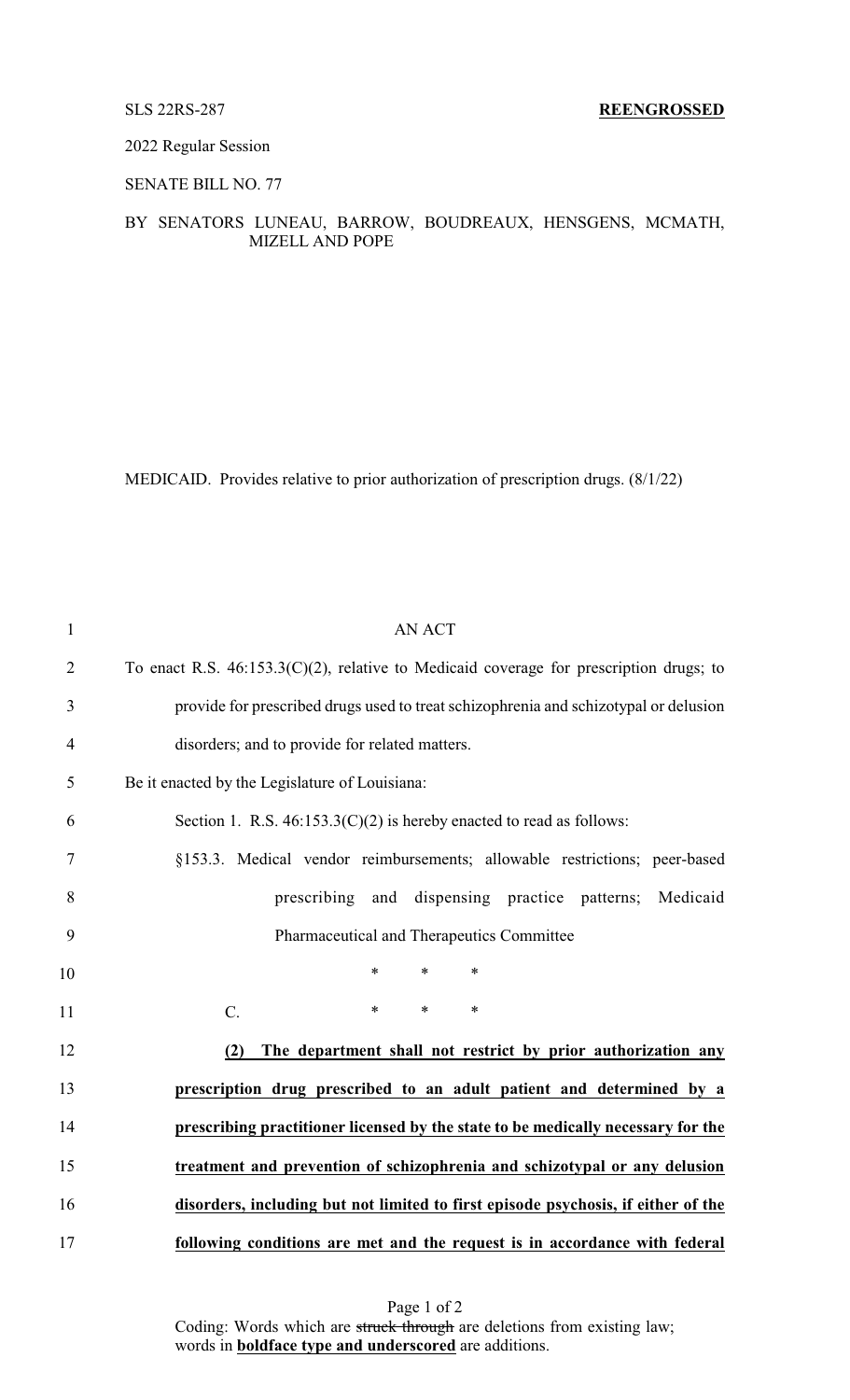SLS 22RS-287 **REENGROSSED**

2022 Regular Session

SENATE BILL NO. 77

BY SENATORS LUNEAU, BARROW, BOUDREAUX, HENSGENS, MCMATH, MIZELL AND POPE

MEDICAID. Provides relative to prior authorization of prescription drugs. (8/1/22)

1 AN ACT

2 To enact R.S. 46:153.3(C)(2), relative to Medicaid coverage for prescription drugs; to

3 provide for prescribed drugs used to treat schizophrenia and schizotypal or delusion

4 disorders; and to provide for related matters.

5 Be it enacted by the Legislature of Louisiana:

6 Section 1. R.S. 46:153.3(C)(2) is hereby enacted to read as follows:

7 §153.3. Medical vendor reimbursements; allowable restrictions; peer-based

8 prescribing and dispensing practice patterns; Medicaid

9 Pharmaceutical and Therapeutics Committee

10 * * *

11 C. * * *

12 <u>**(2) The department shall not restrict by prior authorization any**</u>

13 <u>**prescription drug prescribed to an adult patient and determined by a**</u>

14 <u>**prescribing practitioner licensed by the state to be medically necessary for the**</u>

15 <u>**treatment and prevention of schizophrenia and schizotypal or any delusion**</u>

16 <u>**disorders, including but not limited to first episode psychosis, if either of the**</u>

17 <u>**following conditions are met and the request is in accordance with federal**</u>

Coding: Words which are ~~struck through~~ are deletions from existing law; words in <u>**boldface type and underscored**</u> are additions.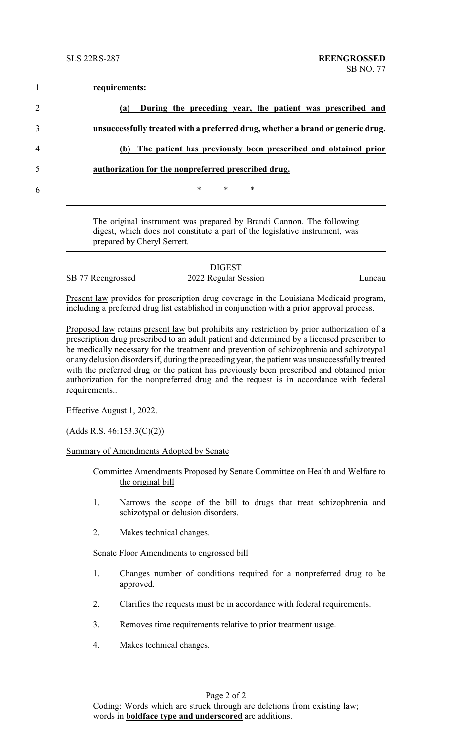1 **requirements:**

2 **(a) During the preceding year, the patient was prescribed and**

3 **unsuccessfully treated with a preferred drug, whether a brand or generic drug.**

4 **(b) The patient has previously been prescribed and obtained prior**

5 **authorization for the nonpreferred prescribed drug.**

6 * * *

---

The original instrument was prepared by Brandi Cannon. The following digest, which does not constitute a part of the legislative instrument, was prepared by Cheryl Serrett.

---

DIGEST

SB 77 Reengrossed 2022 Regular Session Luneau

Present law provides for prescription drug coverage in the Louisiana Medicaid program, including a preferred drug list established in conjunction with a prior approval process.

Proposed law retains present law but prohibits any restriction by prior authorization of a prescription drug prescribed to an adult patient and determined by a licensed prescriber to be medically necessary for the treatment and prevention of schizophrenia and schizotypal or any delusion disorders if, during the preceding year, the patient was unsuccessfully treated with the preferred drug or the patient has previously been prescribed and obtained prior authorization for the nonpreferred drug and the request is in accordance with federal requirements..

Effective August 1, 2022.

(Adds R.S. 46:153.3(C)(2))

Summary of Amendments Adopted by Senate

Committee Amendments Proposed by Senate Committee on Health and Welfare to the original bill

1. Narrows the scope of the bill to drugs that treat schizophrenia and schizotypal or delusion disorders.

2. Makes technical changes.

Senate Floor Amendments to engrossed bill

1. Changes number of conditions required for a nonpreferred drug to be approved.

2. Clarifies the requests must be in accordance with federal requirements.

3. Removes time requirements relative to prior treatment usage.

4. Makes technical changes.

Coding: Words which are ~~struck through~~ are deletions from existing law; words in **boldface type and underscored** are additions.